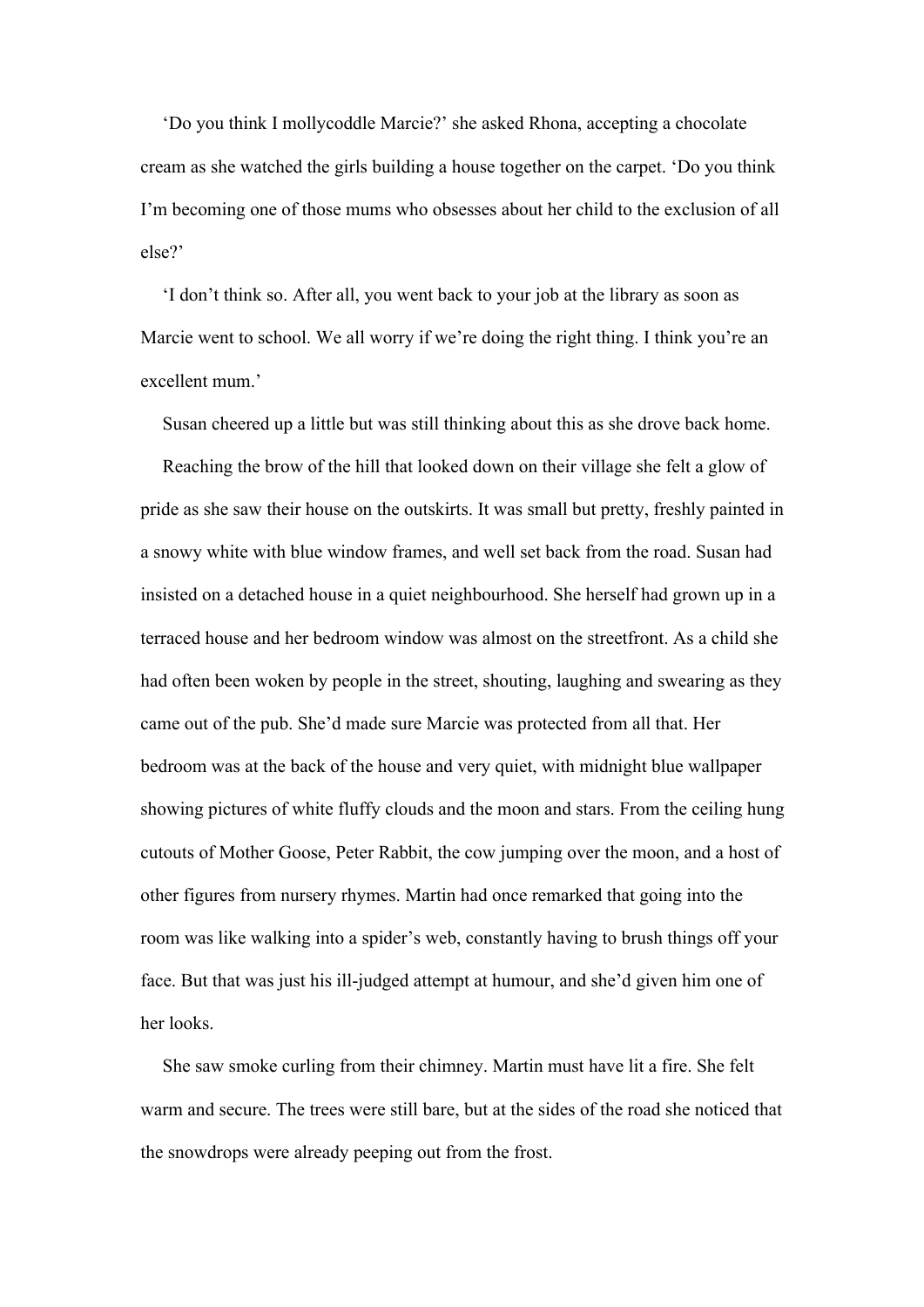‘Do you think I mollycoddle Marcie?’ she asked Rhona, accepting a chocolate cream as she watched the girls building a house together on the carpet. ‘Do you think I’m becoming one of those mums who obsesses about her child to the exclusion of all else?’

‘I don’t think so. After all, you went back to your job at the library as soon as Marcie went to school. We all worry if we’re doing the right thing. I think you’re an excellent mum.’

Susan cheered up a little but was still thinking about this as she drove back home.

Reaching the brow of the hill that looked down on their village she felt a glow of pride as she saw their house on the outskirts. It was small but pretty, freshly painted in a snowy white with blue window frames, and well set back from the road. Susan had insisted on a detached house in a quiet neighbourhood. She herself had grown up in a terraced house and her bedroom window was almost on the streetfront. As a child she had often been woken by people in the street, shouting, laughing and swearing as they came out of the pub. She’d made sure Marcie was protected from all that. Her bedroom was at the back of the house and very quiet, with midnight blue wallpaper showing pictures of white fluffy clouds and the moon and stars. From the ceiling hung cutouts of Mother Goose, Peter Rabbit, the cow jumping over the moon, and a host of other figures from nursery rhymes. Martin had once remarked that going into the room was like walking into a spider’s web, constantly having to brush things off your face. But that was just his ill-judged attempt at humour, and she’d given him one of her looks.

She saw smoke curling from their chimney. Martin must have lit a fire. She felt warm and secure. The trees were still bare, but at the sides of the road she noticed that the snowdrops were already peeping out from the frost.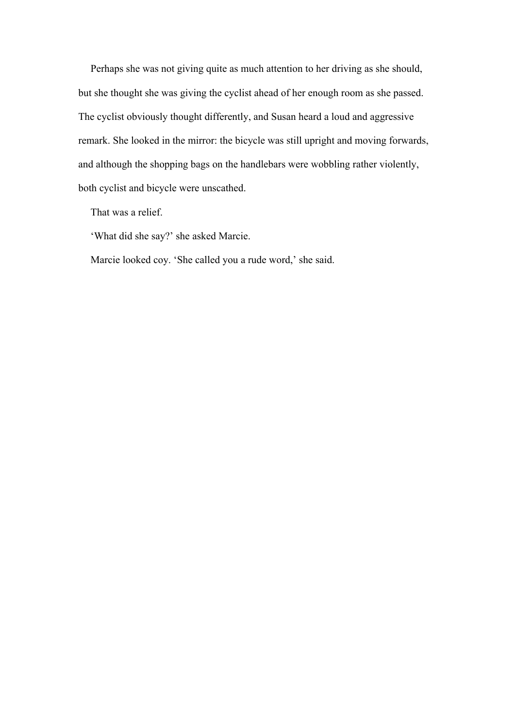Perhaps she was not giving quite as much attention to her driving as she should, but she thought she was giving the cyclist ahead of her enough room as she passed. The cyclist obviously thought differently, and Susan heard a loud and aggressive remark. She looked in the mirror: the bicycle was still upright and moving forwards, and although the shopping bags on the handlebars were wobbling rather violently, both cyclist and bicycle were unscathed.

That was a relief.

‘What did she say?’ she asked Marcie.

Marcie looked coy. ‘She called you a rude word,’ she said.